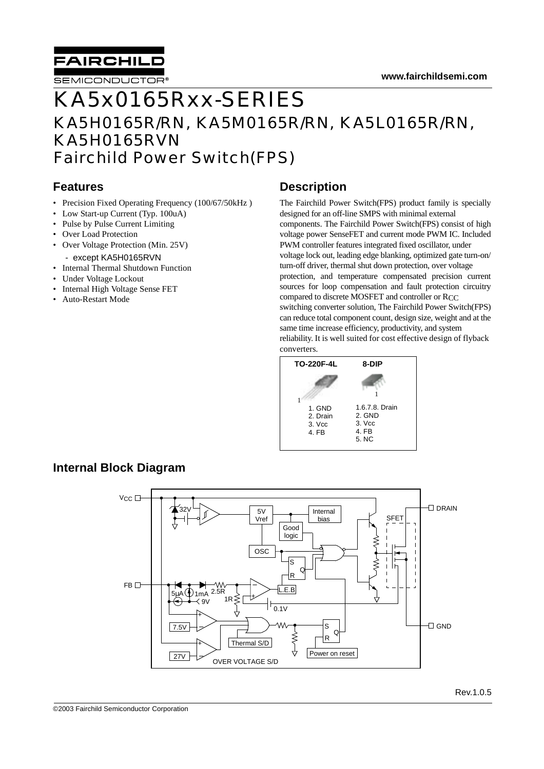www.fairchildsemi.com

# KA5x0165Rxx-SERIES

## KA5H0165R/RN, KA5M0165R/RN, KA5L0165R/RN, KA5H0165RVN
## Fairchild Power Switch(FPS)

### Features

- Precision Fixed Operating Frequency (100/67/50kHz )
- Low Start-up Current (Typ. 100uA)
- Pulse by Pulse Current Limiting
- Over Load Protection
- Over Voltage Protection (Min. 25V)
  - except KA5H0165RVN
- Internal Thermal Shutdown Function
- Under Voltage Lockout
- Internal High Voltage Sense FET
- Auto-Restart Mode

### Description

The Fairchild Power Switch(FPS) product family is specially designed for an off-line SMPS with minimal external components. The Fairchild Power Switch(FPS) consist of high voltage power SenseFET and current mode PWM IC. Included PWM controller features integrated fixed oscillator, under voltage lock out, leading edge blanking, optimized gate turn-on/turn-off driver, thermal shut down protection, over voltage protection, and temperature compensated precision current sources for loop compensation and fault protection circuitry compared to discrete MOSFET and controller or $R_{CC}$ switching converter solution, The Fairchild Power Switch(FPS) can reduce total component count, design size, weight and at the same time increase efficiency, productivity, and system reliability. It is well suited for cost effective design of flyback converters.

| TO-220F-4L | 8-DIP |
|---|---|
| 1. GND<br>2. Drain<br>3. Vcc<br>4. FB | 1.6.7.8. Drain<br>2. GND<br>3. Vcc<br>4. FB<br>5. NC |

### Internal Block Diagram

Rev.1.0.5

©2003 Fairchild Semiconductor Corporation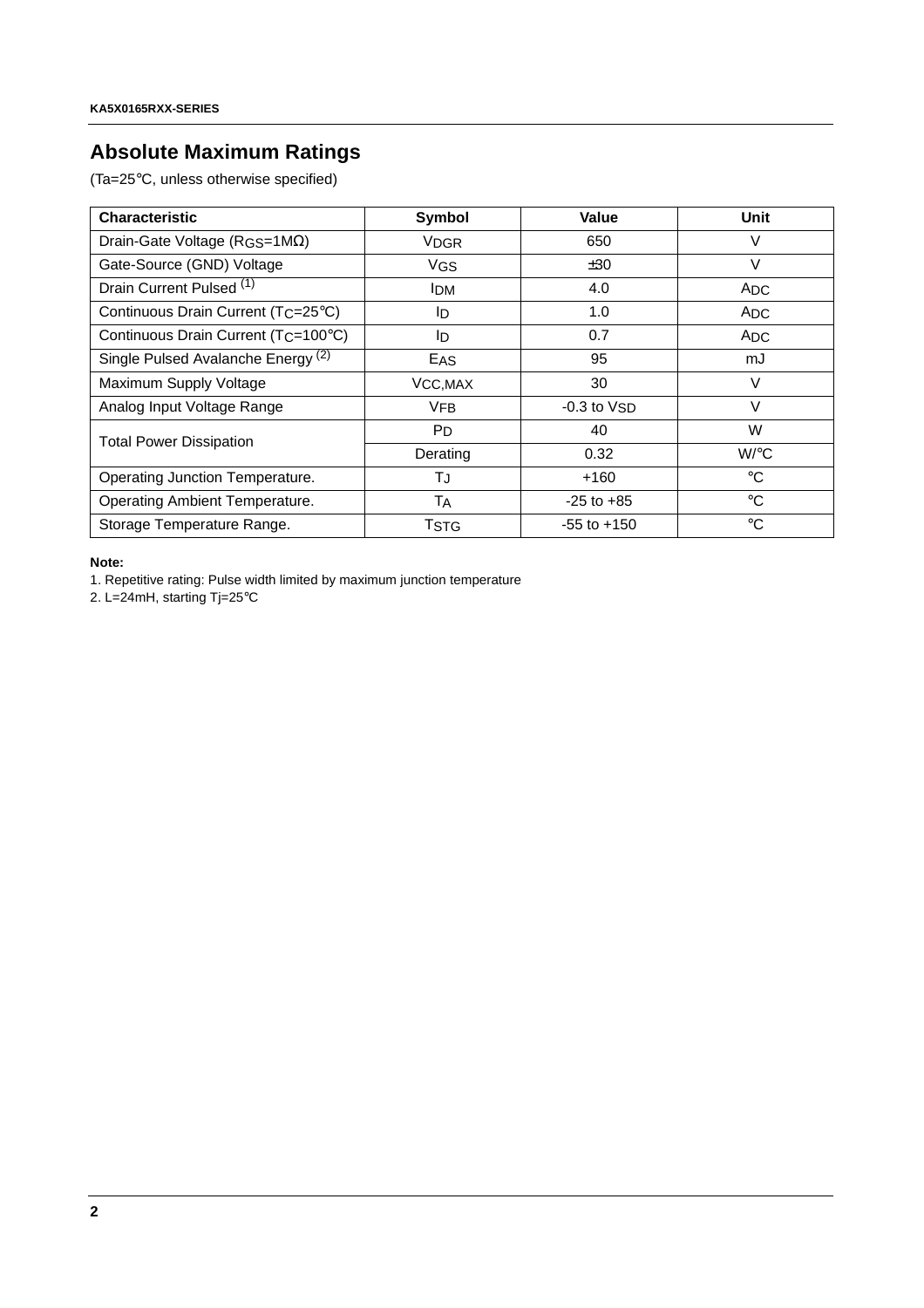## Absolute Maximum Ratings

(Ta=25°C, unless otherwise specified)

| Characteristic | Symbol | Value | Unit |
|---|---|---|---|
| Drain-Gate Voltage ($R_{GS}$=1MΩ) | $V_{DGR}$ | 650 | V |
| Gate-Source (GND) Voltage | $V_{GS}$ | ±30 | V |
| Drain Current Pulsed [1] | $I_{DM}$ | 4.0 | $A_{DC}$ |
| Continuous Drain Current ($T_C$=25°C) | $I_D$ | 1.0 | $A_{DC}$ |
| Continuous Drain Current ($T_C$=100°C) | $I_D$ | 0.7 | $A_{DC}$ |
| Single Pulsed Avalanche Energy [2] | $E_{AS}$ | 95 | mJ |
| Maximum Supply Voltage | $V_{CC,MAX}$ | 30 | V |
| Analog Input Voltage Range | $V_{FB}$ | -0.3 to $V_{SD}$ | V |
| Total Power Dissipation | $P_D$ | 40 | W |
| | Derating | 0.32 | W/°C |
| Operating Junction Temperature. | $T_J$ | +160 | °C |
| Operating Ambient Temperature. | $T_A$ | -25 to +85 | °C |
| Storage Temperature Range. | $T_{STG}$ | -55 to +150 | °C |

**Note:**

1. Repetitive rating: Pulse width limited by maximum junction temperature
2. L=24mH, starting Tj=25°C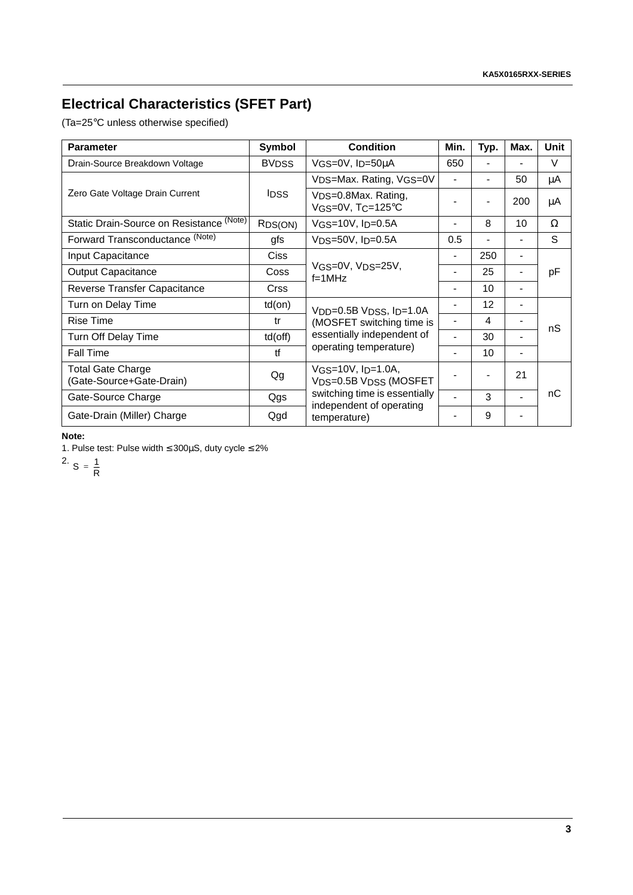## Electrical Characteristics (SFET Part)

(Ta=25°C unless otherwise specified)

| Parameter | Symbol | Condition | Min. | Typ. | Max. | Unit |
|---|---|---|---|---|---|---|
| Drain-Source Breakdown Voltage | $BV_{DSS}$ | $V_{GS}$=0V, $I_D$=50μA | 650 | - | - | V |
| Zero Gate Voltage Drain Current | $I_{DSS}$ | $V_{DS}$=Max. Rating, $V_{GS}$=0V | - | - | 50 | μA |
| | | $V_{DS}$=0.8Max. Rating, $V_{GS}$=0V, $T_C$=125°C | - | - | 200 | μA |
| Static Drain-Source on Resistance (Note) | $R_{DS(ON)}$ | $V_{GS}$=10V, $I_D$=0.5A | - | 8 | 10 | Ω |
| Forward Transconductance (Note) | gfs | $V_{DS}$=50V, $I_D$=0.5A | 0.5 | - | - | S |
| Input Capacitance | Ciss | $V_{GS}$=0V, $V_{DS}$=25V, f=1MHz | - | 250 | - | pF |
| Output Capacitance | Coss | | - | 25 | - | |
| Reverse Transfer Capacitance | Crss | | - | 10 | - | |
| Turn on Delay Time | td(on) | $V_{DD}$=0.5B $V_{DSS}$, $I_D$=1.0A (MOSFET switching time is essentially independent of operating temperature) | - | 12 | - | nS |
| Rise Time | tr | | - | 4 | - | |
| Turn Off Delay Time | td(off) | | - | 30 | - | |
| Fall Time | tf | | - | 10 | - | |
| Total Gate Charge (Gate-Source+Gate-Drain) | Qg | $V_{GS}$=10V, $I_D$=1.0A, $V_{DS}$=0.5B $V_{DSS}$ (MOSFET switching time is essentially independent of operating temperature) | - | - | 21 | nC |
| Gate-Source Charge | Qgs | | - | 3 | - | |
| Gate-Drain (Miller) Charge | Qgd | | - | 9 | - | |

**Note:**

1. Pulse test: Pulse width ≤ 300μS, duty cycle ≤ 2%
2. $S = \frac{1}{R}$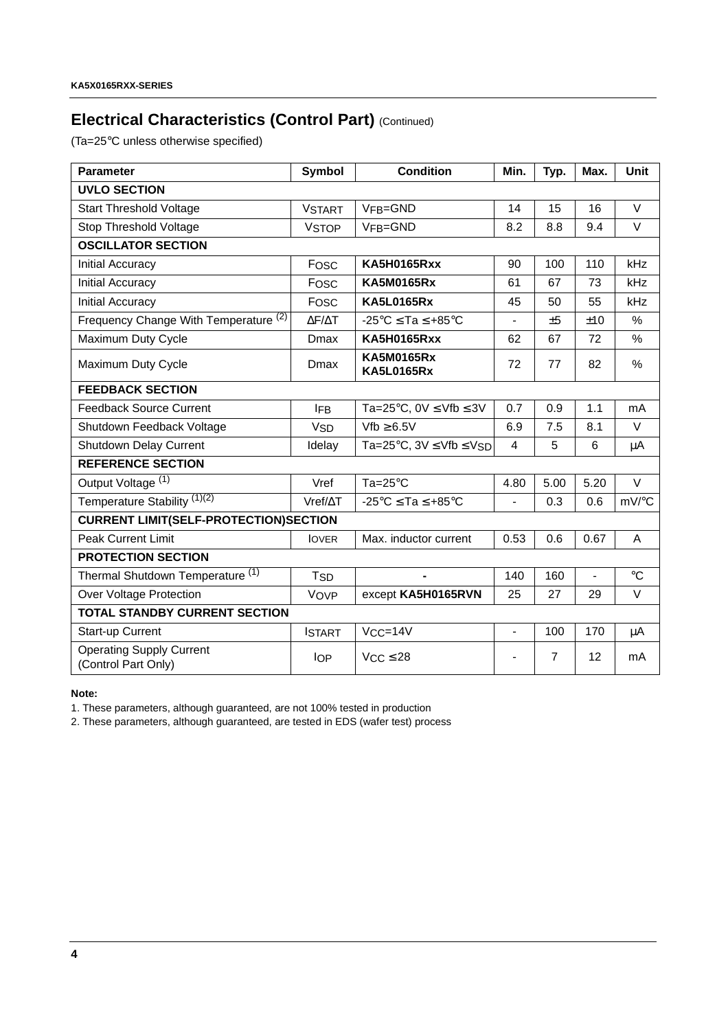## Electrical Characteristics (Control Part) (Continued)

(Ta=25°C unless otherwise specified)

| Parameter | Symbol | Condition | Min. | Typ. | Max. | Unit |
|---|---|---|---|---|---|---|
| **UVLO SECTION** | | | | | | |
| Start Threshold Voltage | $V_{START}$ | $V_{FB}$=GND | 14 | 15 | 16 | V |
| Stop Threshold Voltage | $V_{STOP}$ | $V_{FB}$=GND | 8.2 | 8.8 | 9.4 | V |
| **OSCILLATOR SECTION** | | | | | | |
| Initial Accuracy | $F_{OSC}$ | **KA5H0165Rxx** | 90 | 100 | 110 | kHz |
| Initial Accuracy | $F_{OSC}$ | **KA5M0165Rx** | 61 | 67 | 73 | kHz |
| Initial Accuracy | $F_{OSC}$ | **KA5L0165Rx** | 45 | 50 | 55 | kHz |
| Frequency Change With Temperature (2) | $\Delta F/\Delta T$ | -25°C ≤ Ta ≤ +85°C | - | ±5 | ±10 | % |
| Maximum Duty Cycle | Dmax | **KA5H0165Rxx** | 62 | 67 | 72 | % |
| Maximum Duty Cycle | Dmax | **KA5M0165Rx** **KA5L0165Rx** | 72 | 77 | 82 | % |
| **FEEDBACK SECTION** | | | | | | |
| Feedback Source Current | $I_{FB}$ | Ta=25°C, 0V ≤ Vfb ≤ 3V | 0.7 | 0.9 | 1.1 | mA |
| Shutdown Feedback Voltage | $V_{SD}$ | Vfb ≥ 6.5V | 6.9 | 7.5 | 8.1 | V |
| Shutdown Delay Current | Idelay | Ta=25°C, 3V ≤ Vfb ≤ $V_{SD}$ | 4 | 5 | 6 | μA |
| **REFERENCE SECTION** | | | | | | |
| Output Voltage (1) | Vref | Ta=25°C | 4.80 | 5.00 | 5.20 | V |
| Temperature Stability (1)(2) | $Vref/\Delta T$ | -25°C ≤ Ta ≤ +85°C | - | 0.3 | 0.6 | mV/°C |
| **CURRENT LIMIT(SELF-PROTECTION)SECTION** | | | | | | |
| Peak Current Limit | $I_{OVER}$ | Max. inductor current | 0.53 | 0.6 | 0.67 | A |
| **PROTECTION SECTION** | | | | | | |
| Thermal Shutdown Temperature (1) | $T_{SD}$ | - | 140 | 160 | - | °C |
| Over Voltage Protection | $V_{OVP}$ | except **KA5H0165RVN** | 25 | 27 | 29 | V |
| **TOTAL STANDBY CURRENT SECTION** | | | | | | |
| Start-up Current | $I_{START}$ | $V_{CC}$=14V | - | 100 | 170 | μA |
| Operating Supply Current (Control Part Only) | $I_{OP}$ | $V_{CC}$ ≤ 28 | - | 7 | 12 | mA |

**Note:**

1. These parameters, although guaranteed, are not 100% tested in production
2. These parameters, although guaranteed, are tested in EDS (wafer test) process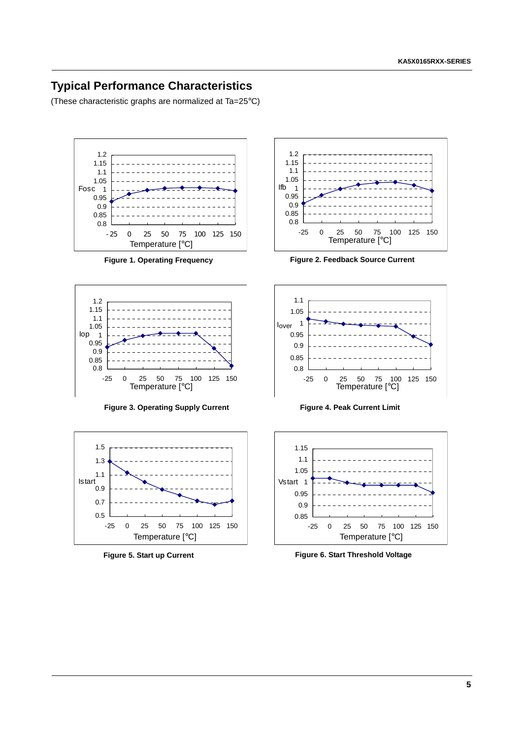## Typical Performance Characteristics

(These characteristic graphs are normalized at Ta=25°C)

**Figure 1. Operating Frequency**

**Figure 2. Feedback Source Current**

**Figure 3. Operating Supply Current**

**Figure 4. Peak Current Limit**

**Figure 5. Start up Current**

**Figure 6. Start Threshold Voltage**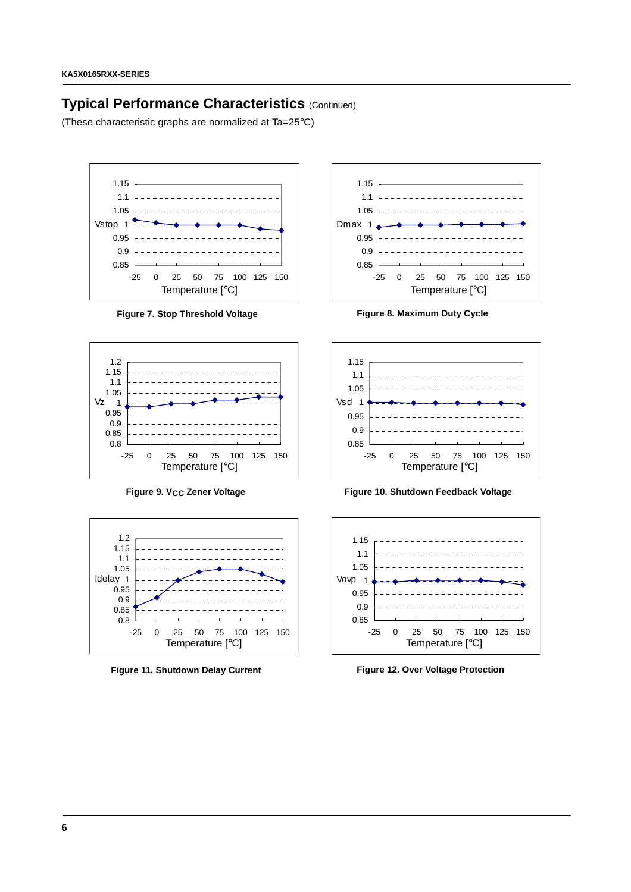## Typical Performance Characteristics (Continued)

(These characteristic graphs are normalized at Ta=25°C)

Figure 7. Stop Threshold Voltage

Figure 8. Maximum Duty Cycle

Figure 9. $V_{CC}$ Zener Voltage

Figure 10. Shutdown Feedback Voltage

Figure 11. Shutdown Delay Current

Figure 12. Over Voltage Protection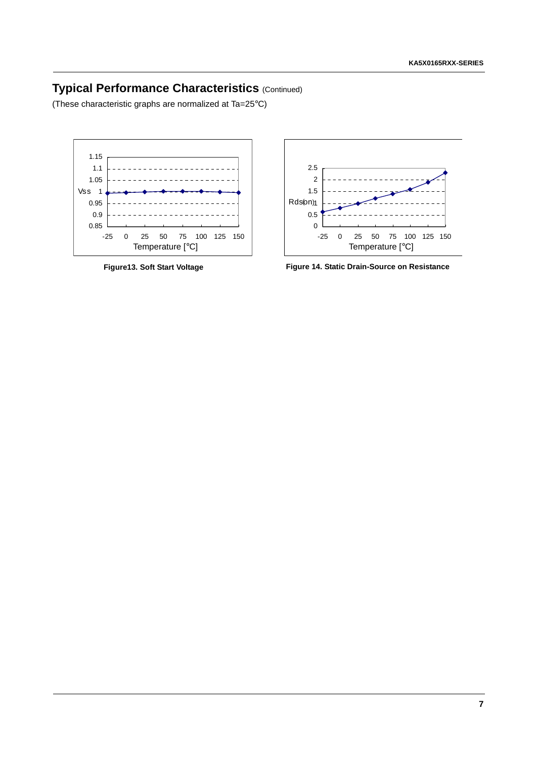## Typical Performance Characteristics (Continued)

(These characteristic graphs are normalized at Ta=25°C)

Figure13. Soft Start Voltage

Figure 14. Static Drain-Source on Resistance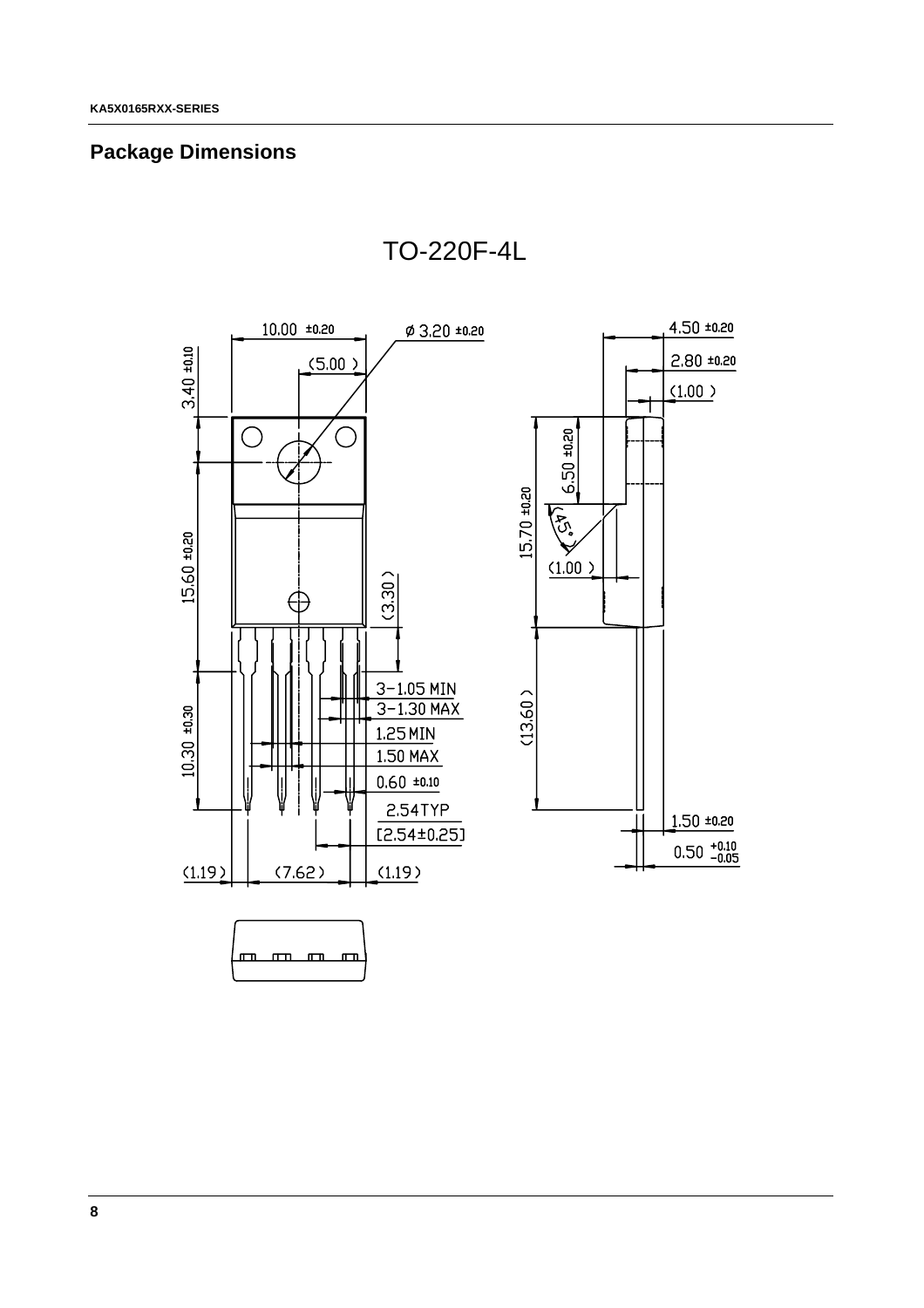## Package Dimensions

TO-220F-4L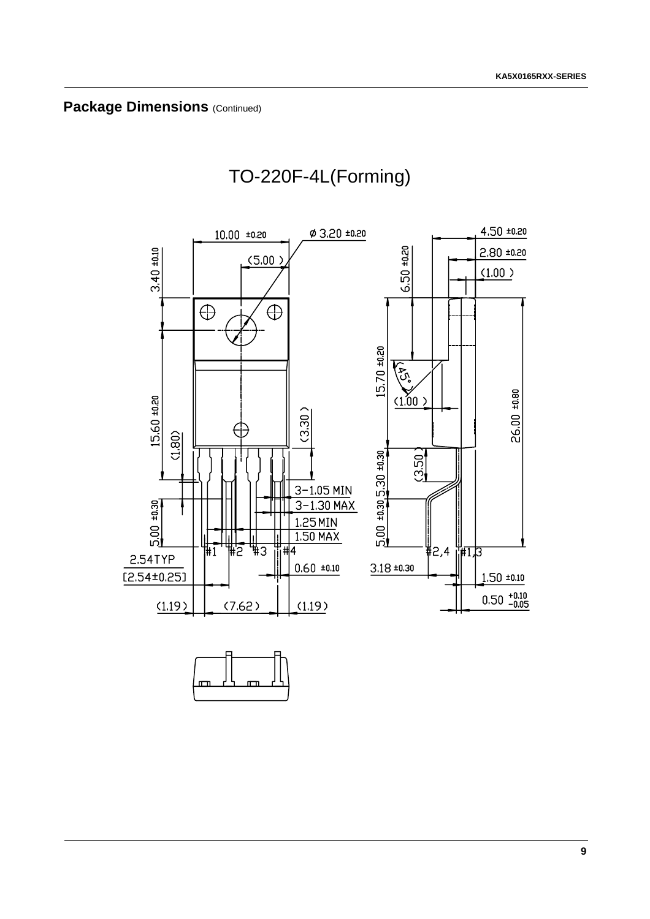## Package Dimensions (Continued)

TO-220F-4L(Forming)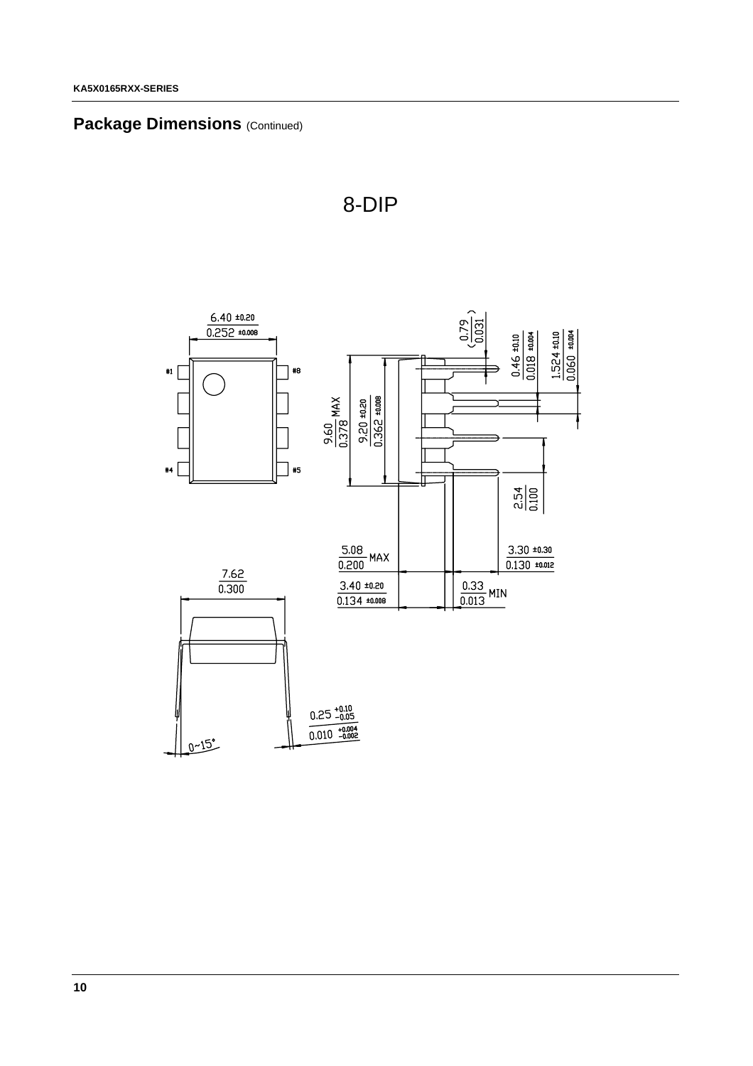## Package Dimensions (Continued)

8-DIP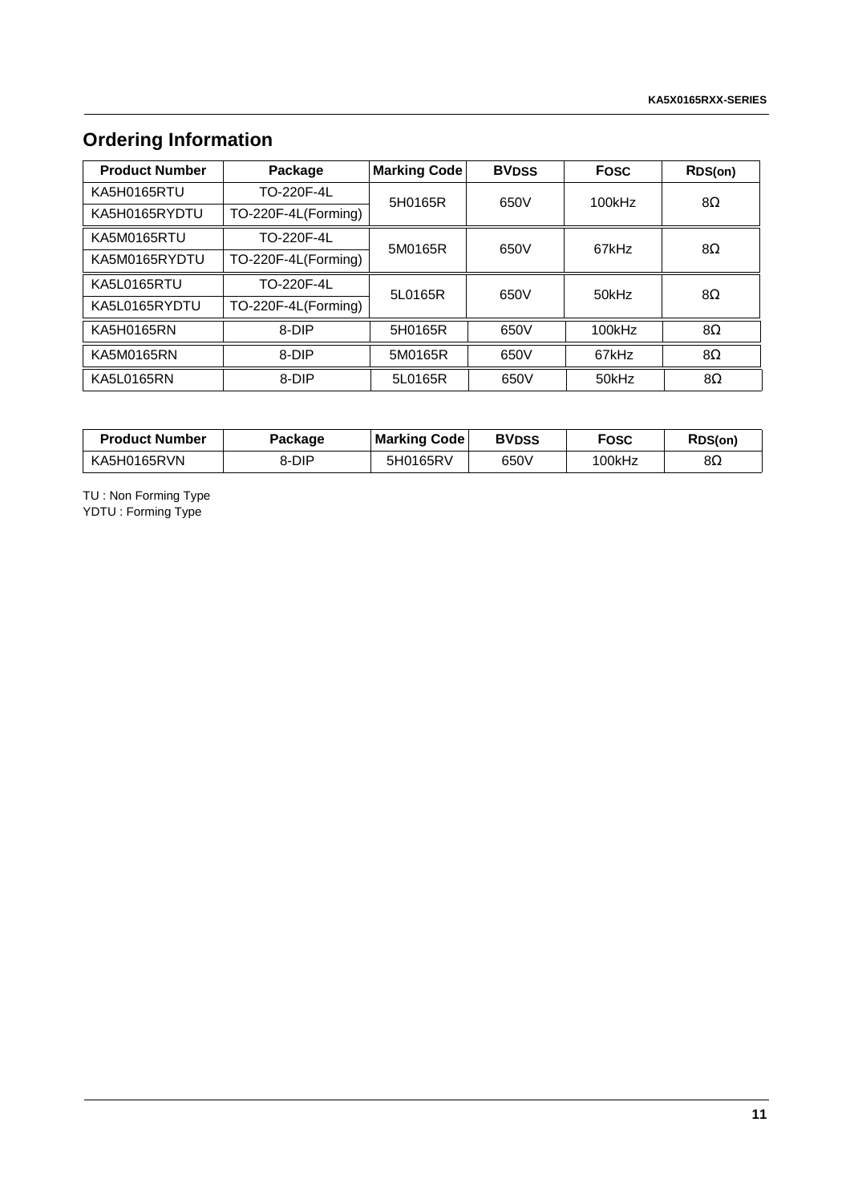## Ordering Information

| Product Number | Package | Marking Code | $BV_{DSS}$ | $F_{OSC}$ | $R_{DS(on)}$ |
|---|---|---|---|---|---|
| KA5H0165RTU | TO-220F-4L | 5H0165R | 650V | 100kHz | 8Ω |
| KA5H0165RYDTU | TO-220F-4L(Forming) | | | | |
| KA5M0165RTU | TO-220F-4L | 5M0165R | 650V | 67kHz | 8Ω |
| KA5M0165RYDTU | TO-220F-4L(Forming) | | | | |
| KA5L0165RTU | TO-220F-4L | 5L0165R | 650V | 50kHz | 8Ω |
| KA5L0165RYDTU | TO-220F-4L(Forming) | | | | |
| KA5H0165RN | 8-DIP | 5H0165R | 650V | 100kHz | 8Ω |
| KA5M0165RN | 8-DIP | 5M0165R | 650V | 67kHz | 8Ω |
| KA5L0165RN | 8-DIP | 5L0165R | 650V | 50kHz | 8Ω |

| Product Number | Package | Marking Code | $BV_{DSS}$ | $F_{OSC}$ | $R_{DS(on)}$ |
|---|---|---|---|---|---|
| KA5H0165RVN | 8-DIP | 5H0165RV | 650V | 100kHz | 8Ω |

TU : Non Forming Type
YDTU : Forming Type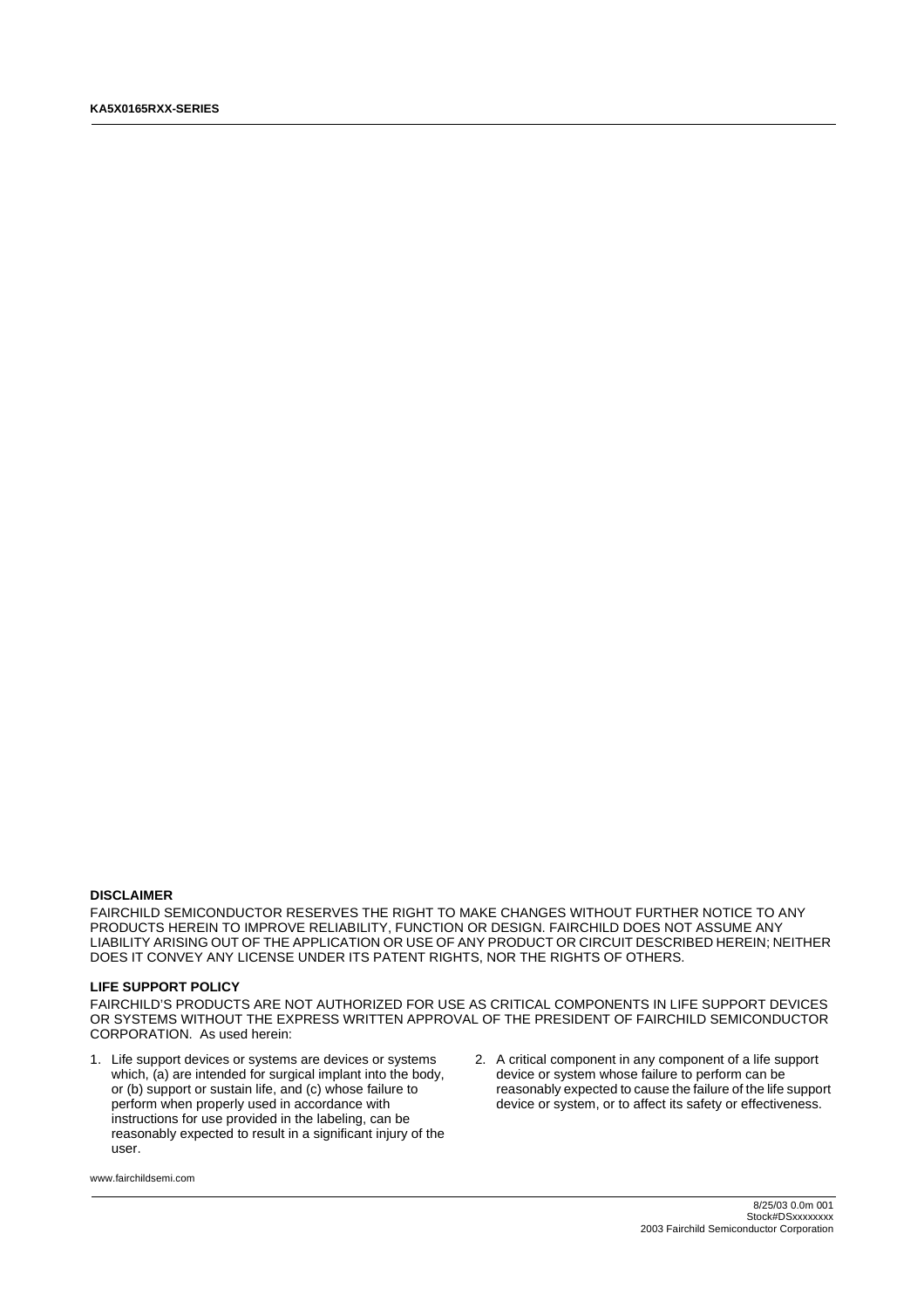### DISCLAIMER

FAIRCHILD SEMICONDUCTOR RESERVES THE RIGHT TO MAKE CHANGES WITHOUT FURTHER NOTICE TO ANY PRODUCTS HEREIN TO IMPROVE RELIABILITY, FUNCTION OR DESIGN. FAIRCHILD DOES NOT ASSUME ANY LIABILITY ARISING OUT OF THE APPLICATION OR USE OF ANY PRODUCT OR CIRCUIT DESCRIBED HEREIN; NEITHER DOES IT CONVEY ANY LICENSE UNDER ITS PATENT RIGHTS, NOR THE RIGHTS OF OTHERS.

### LIFE SUPPORT POLICY

FAIRCHILD'S PRODUCTS ARE NOT AUTHORIZED FOR USE AS CRITICAL COMPONENTS IN LIFE SUPPORT DEVICES OR SYSTEMS WITHOUT THE EXPRESS WRITTEN APPROVAL OF THE PRESIDENT OF FAIRCHILD SEMICONDUCTOR CORPORATION. As used herein:

1. Life support devices or systems are devices or systems which, (a) are intended for surgical implant into the body, or (b) support or sustain life, and (c) whose failure to perform when properly used in accordance with instructions for use provided in the labeling, can be reasonably expected to result in a significant injury of the user.
2. A critical component in any component of a life support device or system whose failure to perform can be reasonably expected to cause the failure of the life support device or system, or to affect its safety or effectiveness.

www.fairchildsemi.com

8/25/03 0.0m 001
Stock#DSxxxxxxxx
2003 Fairchild Semiconductor Corporation